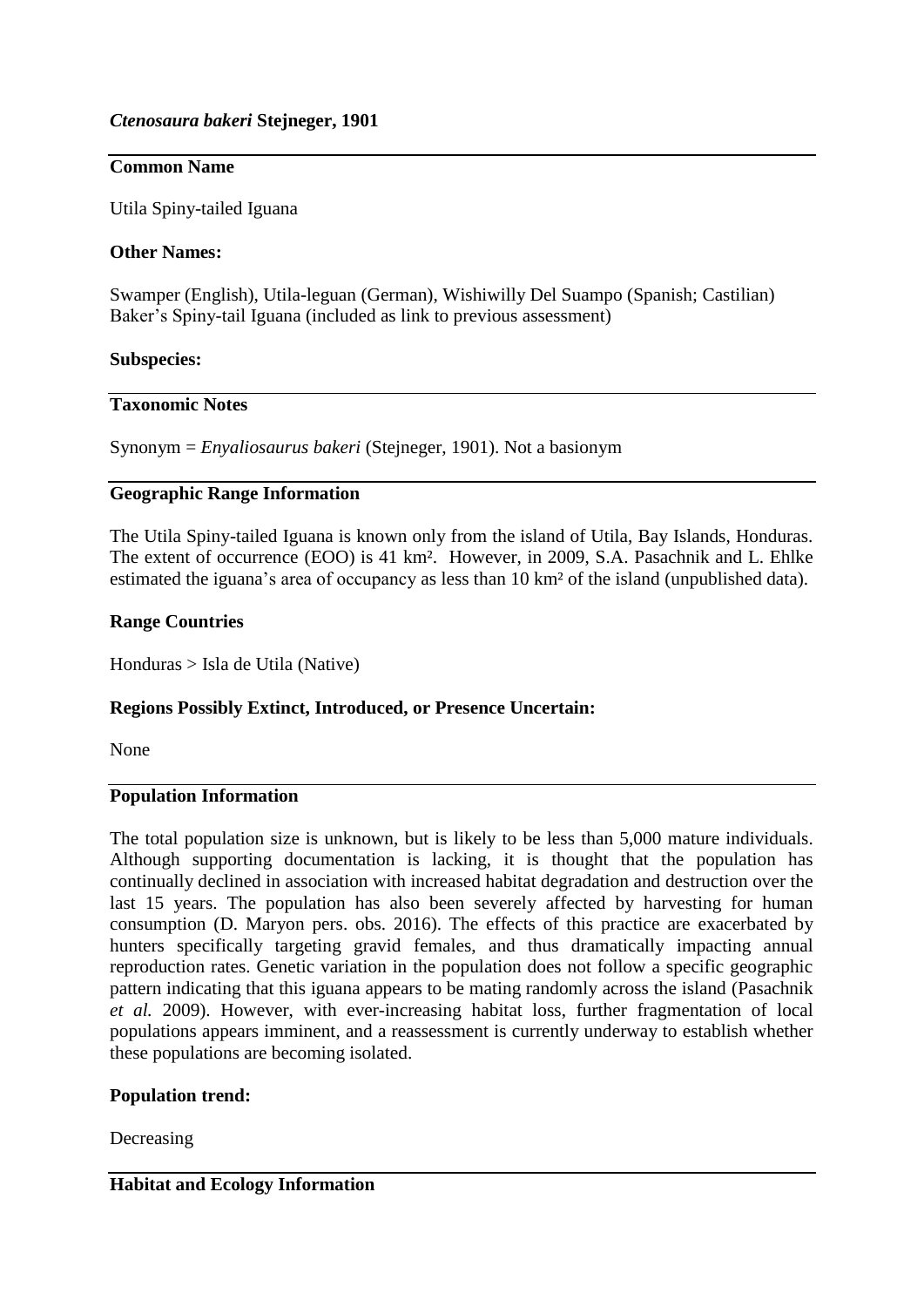***Ctenosaura bakeri* Stejneger, 1901**

## Common Name

Utila Spiny-tailed Iguana

**Other Names:**

Swamper (English), Utila-leguan (German), Wishiwilly Del Suampo (Spanish; Castilian) Baker's Spiny-tail Iguana (included as link to previous assessment)

**Subspecies:**

## Taxonomic Notes

Synonym = *Enyaliosaurus bakeri* (Stejneger, 1901). Not a basionym

## Geographic Range Information

The Utila Spiny-tailed Iguana is known only from the island of Utila, Bay Islands, Honduras. The extent of occurrence (EOO) is 41 km². However, in 2009, S.A. Pasachnik and L. Ehlke estimated the iguana's area of occupancy as less than 10 km² of the island (unpublished data).

**Range Countries**

Honduras > Isla de Utila (Native)

**Regions Possibly Extinct, Introduced, or Presence Uncertain:**

None

## Population Information

The total population size is unknown, but is likely to be less than 5,000 mature individuals. Although supporting documentation is lacking, it is thought that the population has continually declined in association with increased habitat degradation and destruction over the last 15 years. The population has also been severely affected by harvesting for human consumption (D. Maryon pers. obs. 2016). The effects of this practice are exacerbated by hunters specifically targeting gravid females, and thus dramatically impacting annual reproduction rates. Genetic variation in the population does not follow a specific geographic pattern indicating that this iguana appears to be mating randomly across the island (Pasachnik *et al.* 2009). However, with ever-increasing habitat loss, further fragmentation of local populations appears imminent, and a reassessment is currently underway to establish whether these populations are becoming isolated.

**Population trend:**

Decreasing

## Habitat and Ecology Information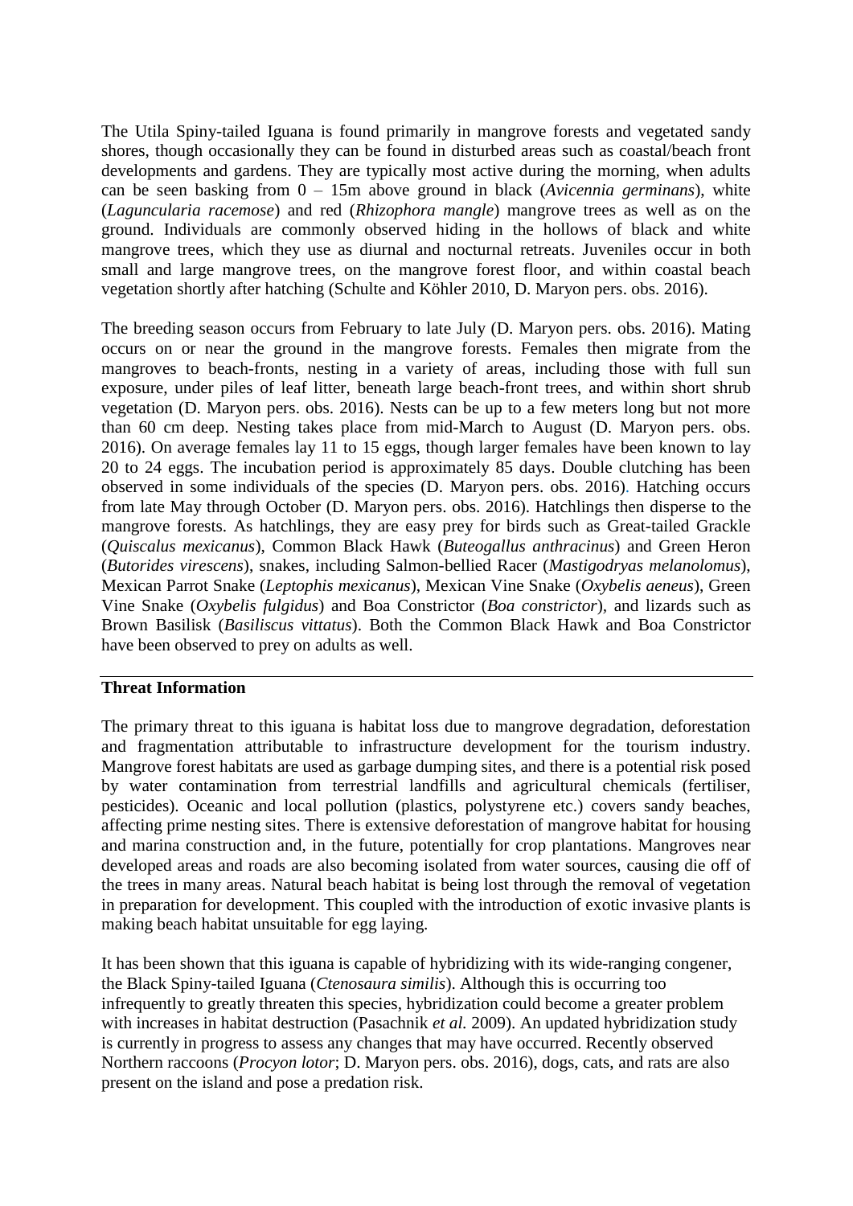The Utila Spiny-tailed Iguana is found primarily in mangrove forests and vegetated sandy shores, though occasionally they can be found in disturbed areas such as coastal/beach front developments and gardens. They are typically most active during the morning, when adults can be seen basking from 0 – 15m above ground in black (*Avicennia germinans*), white (*Laguncularia racemose*) and red (*Rhizophora mangle*) mangrove trees as well as on the ground. Individuals are commonly observed hiding in the hollows of black and white mangrove trees, which they use as diurnal and nocturnal retreats. Juveniles occur in both small and large mangrove trees, on the mangrove forest floor, and within coastal beach vegetation shortly after hatching (Schulte and Köhler 2010, D. Maryon pers. obs. 2016).

The breeding season occurs from February to late July (D. Maryon pers. obs. 2016). Mating occurs on or near the ground in the mangrove forests. Females then migrate from the mangroves to beach-fronts, nesting in a variety of areas, including those with full sun exposure, under piles of leaf litter, beneath large beach-front trees, and within short shrub vegetation (D. Maryon pers. obs. 2016). Nests can be up to a few meters long but not more than 60 cm deep. Nesting takes place from mid-March to August (D. Maryon pers. obs. 2016). On average females lay 11 to 15 eggs, though larger females have been known to lay 20 to 24 eggs. The incubation period is approximately 85 days. Double clutching has been observed in some individuals of the species (D. Maryon pers. obs. 2016). Hatching occurs from late May through October (D. Maryon pers. obs. 2016). Hatchlings then disperse to the mangrove forests. As hatchlings, they are easy prey for birds such as Great-tailed Grackle (*Quiscalus mexicanus*), Common Black Hawk (*Buteogallus anthracinus*) and Green Heron (*Butorides virescens*), snakes, including Salmon-bellied Racer (*Mastigodryas melanolomus*), Mexican Parrot Snake (*Leptophis mexicanus*), Mexican Vine Snake (*Oxybelis aeneus*), Green Vine Snake (*Oxybelis fulgidus*) and Boa Constrictor (*Boa constrictor*), and lizards such as Brown Basilisk (*Basiliscus vittatus*). Both the Common Black Hawk and Boa Constrictor have been observed to prey on adults as well.

## Threat Information

The primary threat to this iguana is habitat loss due to mangrove degradation, deforestation and fragmentation attributable to infrastructure development for the tourism industry. Mangrove forest habitats are used as garbage dumping sites, and there is a potential risk posed by water contamination from terrestrial landfills and agricultural chemicals (fertiliser, pesticides). Oceanic and local pollution (plastics, polystyrene etc.) covers sandy beaches, affecting prime nesting sites. There is extensive deforestation of mangrove habitat for housing and marina construction and, in the future, potentially for crop plantations. Mangroves near developed areas and roads are also becoming isolated from water sources, causing die off of the trees in many areas. Natural beach habitat is being lost through the removal of vegetation in preparation for development. This coupled with the introduction of exotic invasive plants is making beach habitat unsuitable for egg laying.

It has been shown that this iguana is capable of hybridizing with its wide-ranging congener, the Black Spiny-tailed Iguana (*Ctenosaura similis*). Although this is occurring too infrequently to greatly threaten this species, hybridization could become a greater problem with increases in habitat destruction (Pasachnik *et al.* 2009). An updated hybridization study is currently in progress to assess any changes that may have occurred. Recently observed Northern raccoons (*Procyon lotor*; D. Maryon pers. obs. 2016), dogs, cats, and rats are also present on the island and pose a predation risk.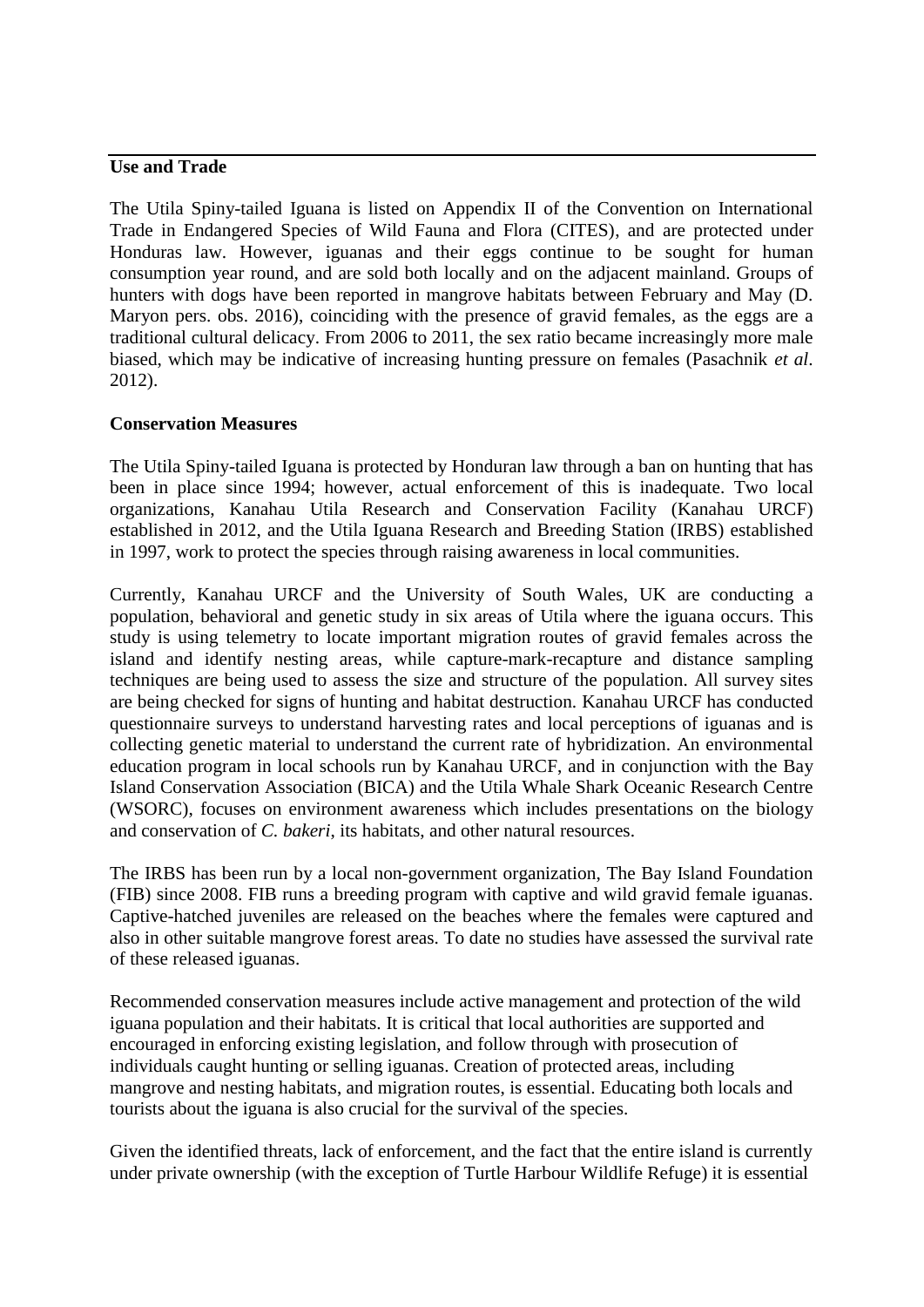## Use and Trade

The Utila Spiny-tailed Iguana is listed on Appendix II of the Convention on International Trade in Endangered Species of Wild Fauna and Flora (CITES), and are protected under Honduras law. However, iguanas and their eggs continue to be sought for human consumption year round, and are sold both locally and on the adjacent mainland. Groups of hunters with dogs have been reported in mangrove habitats between February and May (D. Maryon pers. obs. 2016), coinciding with the presence of gravid females, as the eggs are a traditional cultural delicacy. From 2006 to 2011, the sex ratio became increasingly more male biased, which may be indicative of increasing hunting pressure on females (Pasachnik *et al*. 2012).

## Conservation Measures

The Utila Spiny-tailed Iguana is protected by Honduran law through a ban on hunting that has been in place since 1994; however, actual enforcement of this is inadequate. Two local organizations, Kanahau Utila Research and Conservation Facility (Kanahau URCF) established in 2012, and the Utila Iguana Research and Breeding Station (IRBS) established in 1997, work to protect the species through raising awareness in local communities.

Currently, Kanahau URCF and the University of South Wales, UK are conducting a population, behavioral and genetic study in six areas of Utila where the iguana occurs. This study is using telemetry to locate important migration routes of gravid females across the island and identify nesting areas, while capture-mark-recapture and distance sampling techniques are being used to assess the size and structure of the population. All survey sites are being checked for signs of hunting and habitat destruction. Kanahau URCF has conducted questionnaire surveys to understand harvesting rates and local perceptions of iguanas and is collecting genetic material to understand the current rate of hybridization. An environmental education program in local schools run by Kanahau URCF, and in conjunction with the Bay Island Conservation Association (BICA) and the Utila Whale Shark Oceanic Research Centre (WSORC), focuses on environment awareness which includes presentations on the biology and conservation of *C. bakeri*, its habitats, and other natural resources.

The IRBS has been run by a local non-government organization, The Bay Island Foundation (FIB) since 2008. FIB runs a breeding program with captive and wild gravid female iguanas. Captive-hatched juveniles are released on the beaches where the females were captured and also in other suitable mangrove forest areas. To date no studies have assessed the survival rate of these released iguanas.

Recommended conservation measures include active management and protection of the wild iguana population and their habitats. It is critical that local authorities are supported and encouraged in enforcing existing legislation, and follow through with prosecution of individuals caught hunting or selling iguanas. Creation of protected areas, including mangrove and nesting habitats, and migration routes, is essential. Educating both locals and tourists about the iguana is also crucial for the survival of the species.

Given the identified threats, lack of enforcement, and the fact that the entire island is currently under private ownership (with the exception of Turtle Harbour Wildlife Refuge) it is essential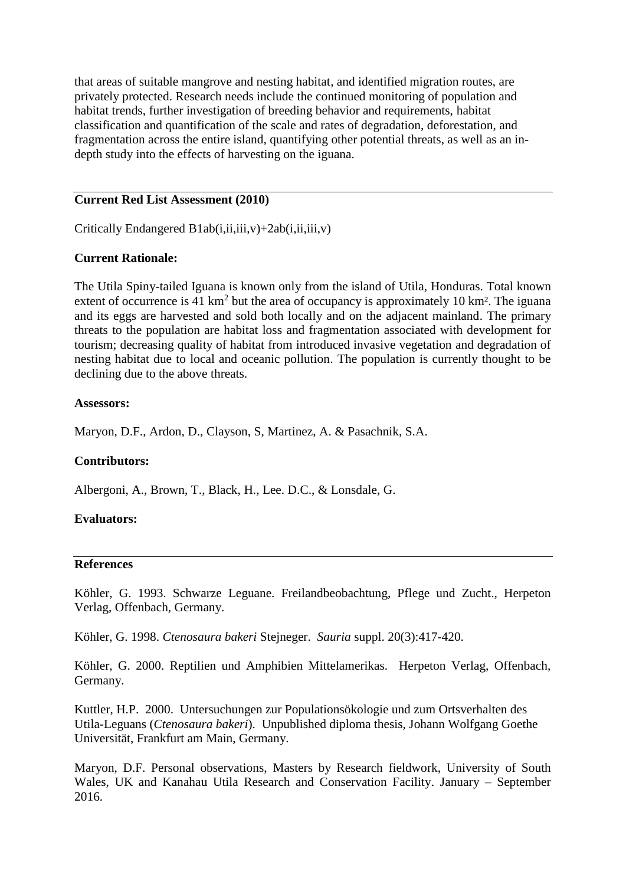that areas of suitable mangrove and nesting habitat, and identified migration routes, are privately protected. Research needs include the continued monitoring of population and habitat trends, further investigation of breeding behavior and requirements, habitat classification and quantification of the scale and rates of degradation, deforestation, and fragmentation across the entire island, quantifying other potential threats, as well as an in-depth study into the effects of harvesting on the iguana.

---

**Current Red List Assessment (2010)**

Critically Endangered B1ab(i,ii,iii,v)+2ab(i,ii,iii,v)

**Current Rationale:**

The Utila Spiny-tailed Iguana is known only from the island of Utila, Honduras. Total known extent of occurrence is 41 km$^2$ but the area of occupancy is approximately 10 km$^2$. The iguana and its eggs are harvested and sold both locally and on the adjacent mainland. The primary threats to the population are habitat loss and fragmentation associated with development for tourism; decreasing quality of habitat from introduced invasive vegetation and degradation of nesting habitat due to local and oceanic pollution. The population is currently thought to be declining due to the above threats.

**Assessors:**

Maryon, D.F., Ardon, D., Clayson, S, Martinez, A. & Pasachnik, S.A.

**Contributors:**

Albergoni, A., Brown, T., Black, H., Lee. D.C., & Lonsdale, G.

**Evaluators:**

---

**References**

Köhler, G. 1993. Schwarze Leguane. Freilandbeobachtung, Pflege und Zucht., Herpeton Verlag, Offenbach, Germany.

Köhler, G. 1998. *Ctenosaura bakeri* Stejneger. *Sauria* suppl. 20(3):417-420.

Köhler, G. 2000. Reptilien und Amphibien Mittelamerikas. Herpeton Verlag, Offenbach, Germany.

Kuttler, H.P. 2000. Untersuchungen zur Populationsökologie und zum Ortsverhalten des Utila-Leguans (*Ctenosaura bakeri*). Unpublished diploma thesis, Johann Wolfgang Goethe Universität, Frankfurt am Main, Germany.

Maryon, D.F. Personal observations, Masters by Research fieldwork, University of South Wales, UK and Kanahau Utila Research and Conservation Facility. January – September 2016.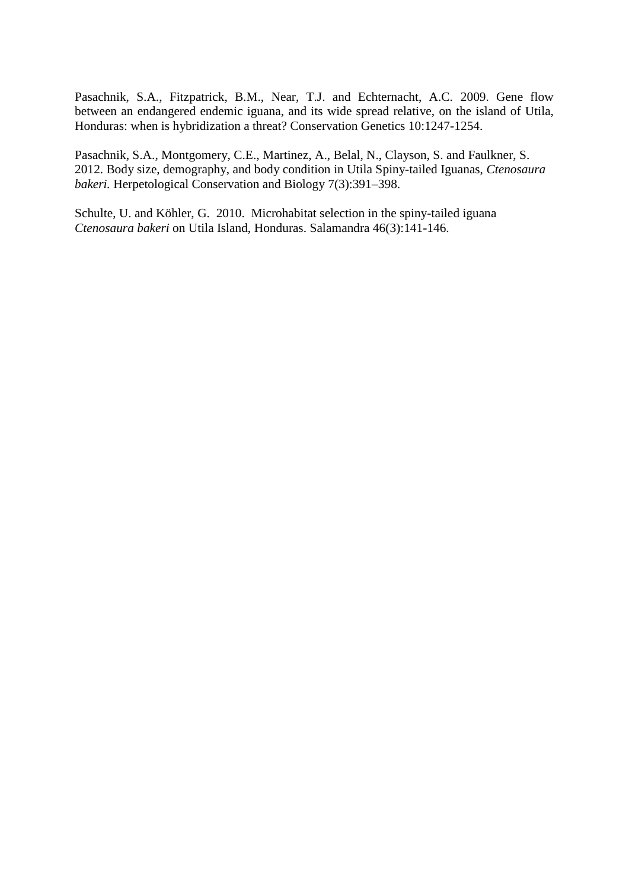Pasachnik, S.A., Fitzpatrick, B.M., Near, T.J. and Echternacht, A.C. 2009. Gene flow between an endangered endemic iguana, and its wide spread relative, on the island of Utila, Honduras: when is hybridization a threat? Conservation Genetics 10:1247-1254.

Pasachnik, S.A., Montgomery, C.E., Martinez, A., Belal, N., Clayson, S. and Faulkner, S. 2012. Body size, demography, and body condition in Utila Spiny-tailed Iguanas, *Ctenosaura bakeri.* Herpetological Conservation and Biology 7(3):391–398.

Schulte, U. and Köhler, G. 2010. Microhabitat selection in the spiny-tailed iguana *Ctenosaura bakeri* on Utila Island, Honduras. Salamandra 46(3):141-146.